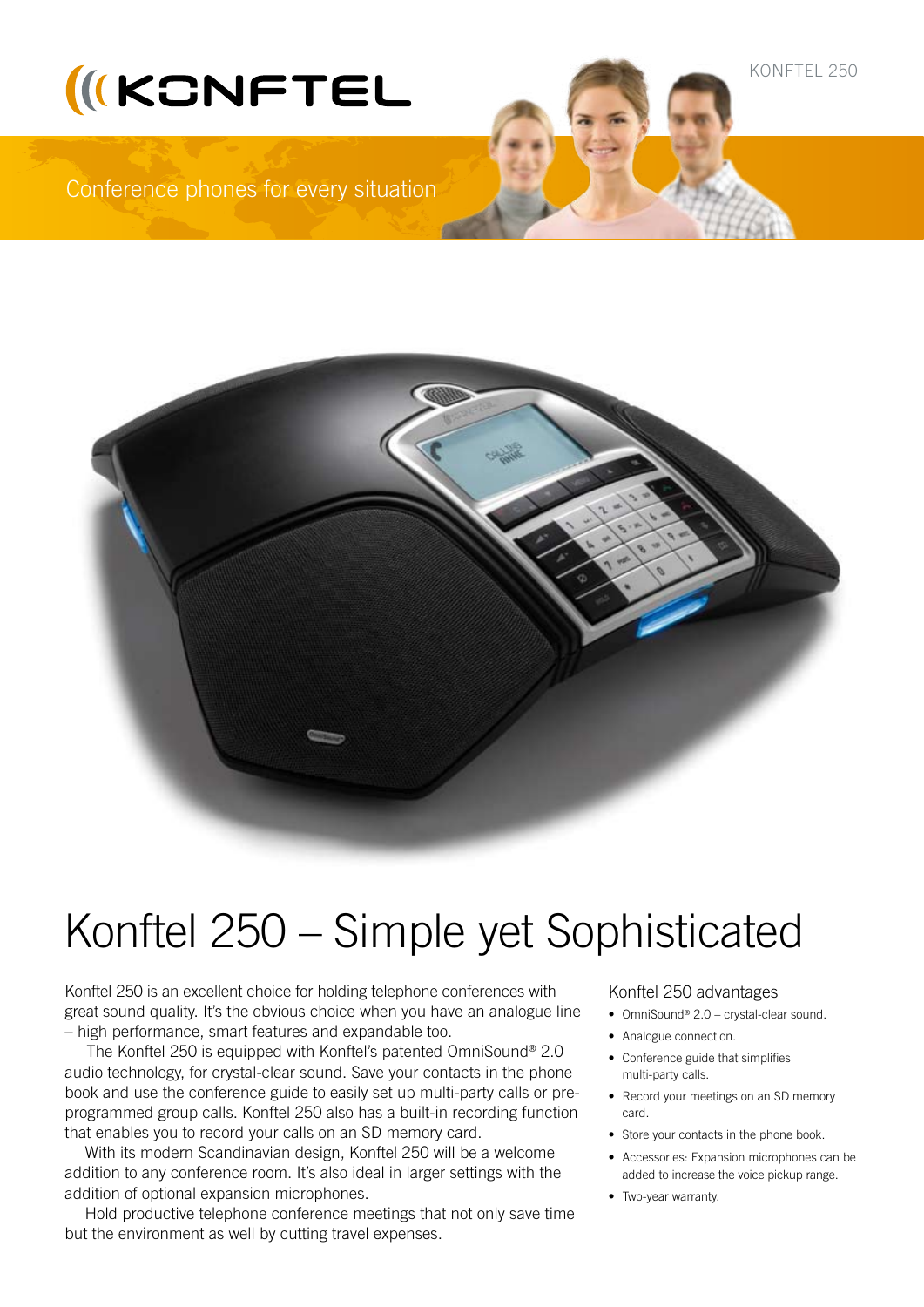KONFTEL

Conference phones for every situation

KONFTEL 250

# Konftel 250 – Simple yet Sophisticated

Konftel 250 is an excellent choice for holding telephone conferences with great sound quality. It's the obvious choice when you have an analogue line – high performance, smart features and expandable too.

The Konftel 250 is equipped with Konftel's patented OmniSound® 2.0 audio technology, for crystal-clear sound. Save your contacts in the phone book and use the conference guide to easily set up multi-party calls or pre-programmed group calls. Konftel 250 also has a built-in recording function that enables you to record your calls on an SD memory card.

With its modern Scandinavian design, Konftel 250 will be a welcome addition to any conference room. It's also ideal in larger settings with the addition of optional expansion microphones.

Hold productive telephone conference meetings that not only save time but the environment as well by cutting travel expenses.

## Konftel 250 advantages

- OmniSound® 2.0 – crystal-clear sound.
- Analogue connection.
- Conference guide that simplifies multi-party calls.
- Record your meetings on an SD memory card.
- Store your contacts in the phone book.
- Accessories: Expansion microphones can be added to increase the voice pickup range.
- Two-year warranty.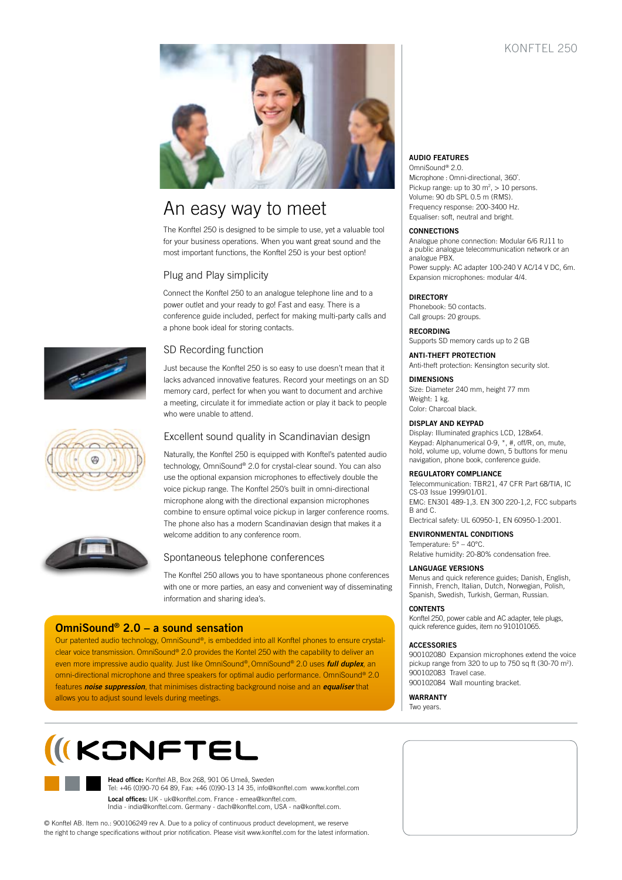KONFTEL 250

# An easy way to meet

The Konftel 250 is designed to be simple to use, yet a valuable tool for your business operations. When you want great sound and the most important functions, the Konftel 250 is your best option!

## Plug and Play simplicity

Connect the Konftel 250 to an analogue telephone line and to a power outlet and your ready to go! Fast and easy. There is a conference guide included, perfect for making multi-party calls and a phone book ideal for storing contacts.

## SD Recording function

Just because the Konftel 250 is so easy to use doesn't mean that it lacks advanced innovative features. Record your meetings on an SD memory card, perfect for when you want to document and archive a meeting, circulate it for immediate action or play it back to people who were unable to attend.

## Excellent sound quality in Scandinavian design

Naturally, the Konftel 250 is equipped with Konftel's patented audio technology, OmniSound® 2.0 for crystal-clear sound. You can also use the optional expansion microphones to effectively double the voice pickup range. The Konftel 250's built in omni-directional microphone along with the directional expansion microphones combine to ensure optimal voice pickup in larger conference rooms. The phone also has a modern Scandinavian design that makes it a welcome addition to any conference room.

## Spontaneous telephone conferences

The Konftel 250 allows you to have spontaneous phone conferences with one or more parties, an easy and convenient way of disseminating information and sharing idea's.

## OmniSound® 2.0 – a sound sensation

Our patented audio technology, OmniSound®, is embedded into all Konftel phones to ensure crystal-clear voice transmission. OmniSound® 2.0 provides the Kontel 250 with the capability to deliver an even more impressive audio quality. Just like OmniSound®, OmniSound® 2.0 uses ***full duplex***, an omni-directional microphone and three speakers for optimal audio performance. OmniSound® 2.0 features ***noise suppression***, that minimises distracting background noise and an ***equaliser*** that allows you to adjust sound levels during meetings.

**AUDIO FEATURES**
OmniSound® 2.0.
Microphone : Omni-directional, 360°.
Pickup range: up to 30 m², > 10 persons.
Volume: 90 db SPL 0.5 m (RMS).
Frequency response: 200-3400 Hz.
Equaliser: soft, neutral and bright.

**CONNECTIONS**
Analogue phone connection: Modular 6/6 RJ11 to a public analogue telecommunication network or an analogue PBX.
Power supply: AC adapter 100-240 V AC/14 V DC, 6m.
Expansion microphones: modular 4/4.

**DIRECTORY**
Phonebook: 50 contacts.
Call groups: 20 groups.

**RECORDING**
Supports SD memory cards up to 2 GB

**ANTI-THEFT PROTECTION**
Anti-theft protection: Kensington security slot.

**DIMENSIONS**
Size: Diameter 240 mm, height 77 mm
Weight: 1 kg.
Color: Charcoal black.

**DISPLAY AND KEYPAD**
Display: Illuminated graphics LCD, 128x64.
Keypad: Alphanumerical 0-9, *, #, off/R, on, mute, hold, volume up, volume down, 5 buttons for menu navigation, phone book, conference guide.

**REGULATORY COMPLIANCE**
Telecommunication: TBR21, 47 CFR Part 68/TIA, IC CS-03 Issue 1999/01/01.
EMC: EN301 489-1,3. EN 300 220-1,2, FCC subparts B and C.
Electrical safety: UL 60950-1, EN 60950-1:2001.

**ENVIRONMENTAL CONDITIONS**
Temperature: 5° – 40°C.
Relative humidity: 20-80% condensation free.

**LANGUAGE VERSIONS**
Menus and quick reference guides; Danish, English, Finnish, French, Italian, Dutch, Norwegian, Polish, Spanish, Swedish, Turkish, German, Russian.

**CONTENTS**
Konftel 250, power cable and AC adapter, tele plugs, quick reference guides, item no 910101065.

**ACCESSORIES**
900102080 Expansion microphones extend the voice pickup range from 320 to up to 750 sq ft (30-70 m²).
900102083 Travel case.
900102084 Wall mounting bracket.

**WARRANTY**
Two years.

KONFTEL

**Head office:** Konftel AB, Box 268, 901 06 Umeå, Sweden
Tel: +46 (0)90-70 64 89, Fax: +46 (0)90-13 14 35, info@konftel.com www.konftel.com

**Local offices:** UK - uk@konftel.com. France - emea@konftel.com.
India - india@konftel.com. Germany - dach@konftel.com, USA - na@konftel.com.

© Konftel AB. Item no.: 900106249 rev A. Due to a policy of continuous product development, we reserve the right to change specifications without prior notification. Please visit www.konftel.com for the latest information.